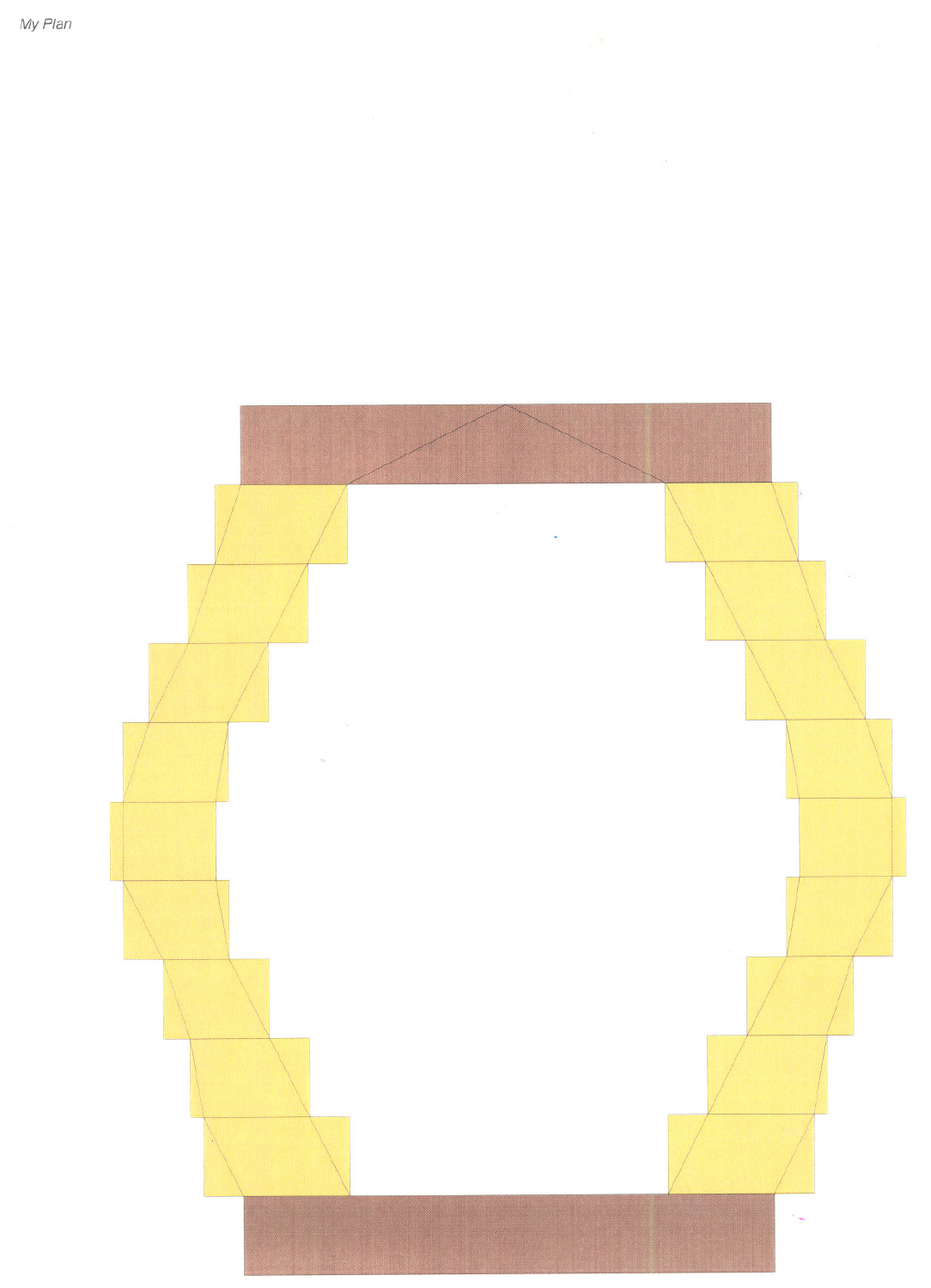My Plan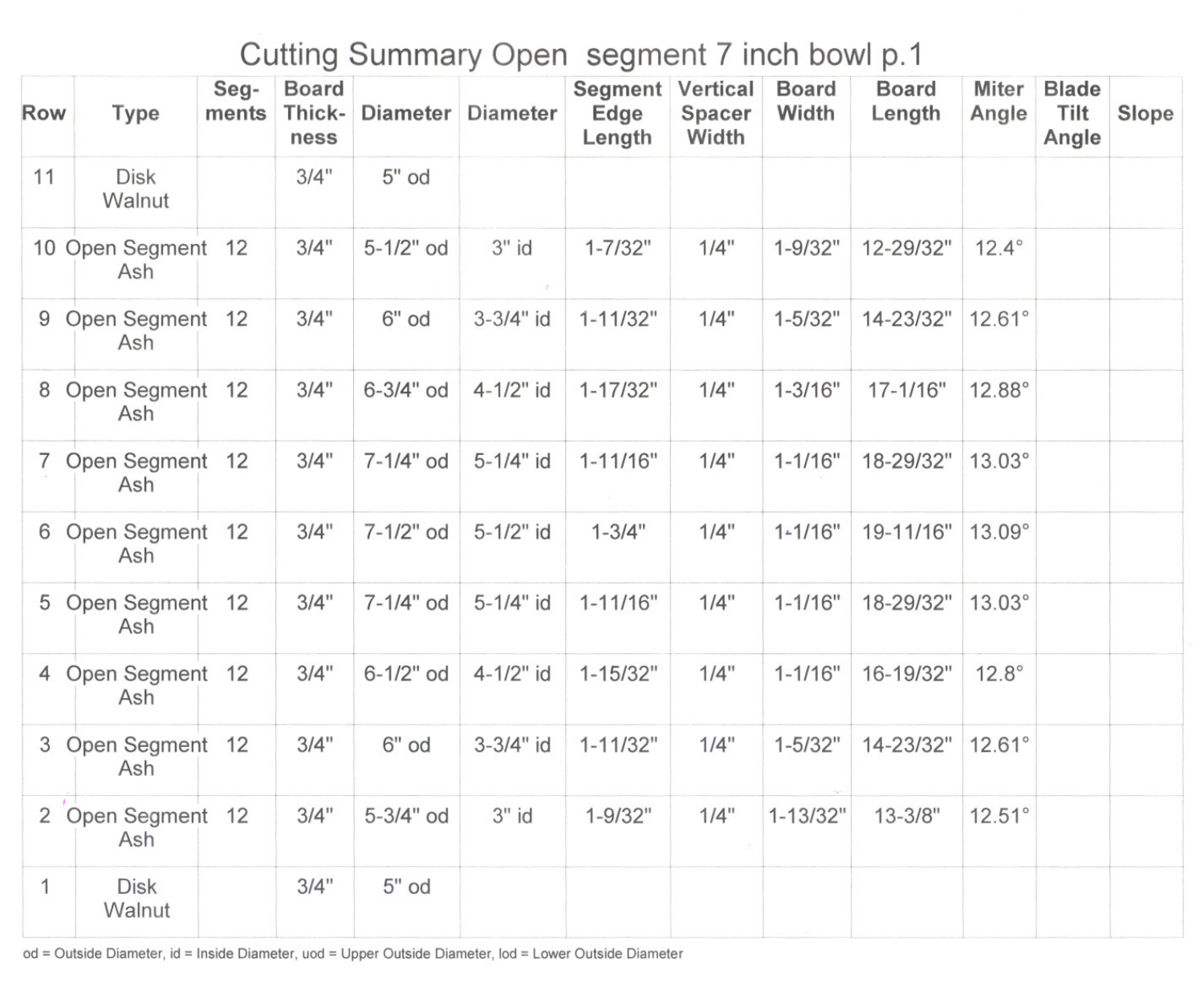# Cutting Summary Open segment 7 inch bowl p.1

| Row | Type | Seg-ments | Board Thick-ness | Diameter | Diameter | Segment Edge Length | Vertical Spacer Width | Board Width | Board Length | Miter Angle | Blade Tilt Angle | Slope |
|---|---|---|---|---|---|---|---|---|---|---|---|---|
| 11 | Disk Walnut | | 3/4" | 5" od | | | | | | | | |
| 10 | Open Segment Ash | 12 | 3/4" | 5-1/2" od | 3" id | 1-7/32" | 1/4" | 1-9/32" | 12-29/32" | 12.4° | | |
| 9 | Open Segment Ash | 12 | 3/4" | 6" od | 3-3/4" id | 1-11/32" | 1/4" | 1-5/32" | 14-23/32" | 12.61° | | |
| 8 | Open Segment Ash | 12 | 3/4" | 6-3/4" od | 4-1/2" id | 1-17/32" | 1/4" | 1-3/16" | 17-1/16" | 12.88° | | |
| 7 | Open Segment Ash | 12 | 3/4" | 7-1/4" od | 5-1/4" id | 1-11/16" | 1/4" | 1-1/16" | 18-29/32" | 13.03° | | |
| 6 | Open Segment Ash | 12 | 3/4" | 7-1/2" od | 5-1/2" id | 1-3/4" | 1/4" | 1-1/16" | 19-11/16" | 13.09° | | |
| 5 | Open Segment Ash | 12 | 3/4" | 7-1/4" od | 5-1/4" id | 1-11/16" | 1/4" | 1-1/16" | 18-29/32" | 13.03° | | |
| 4 | Open Segment Ash | 12 | 3/4" | 6-1/2" od | 4-1/2" id | 1-15/32" | 1/4" | 1-1/16" | 16-19/32" | 12.8° | | |
| 3 | Open Segment Ash | 12 | 3/4" | 6" od | 3-3/4" id | 1-11/32" | 1/4" | 1-5/32" | 14-23/32" | 12.61° | | |
| 2 | Open Segment Ash | 12 | 3/4" | 5-3/4" od | 3" id | 1-9/32" | 1/4" | 1-13/32" | 13-3/8" | 12.51° | | |
| 1 | Disk Walnut | | 3/4" | 5" od | | | | | | | | |

od = Outside Diameter, id = Inside Diameter, uod = Upper Outside Diameter, lod = Lower Outside Diameter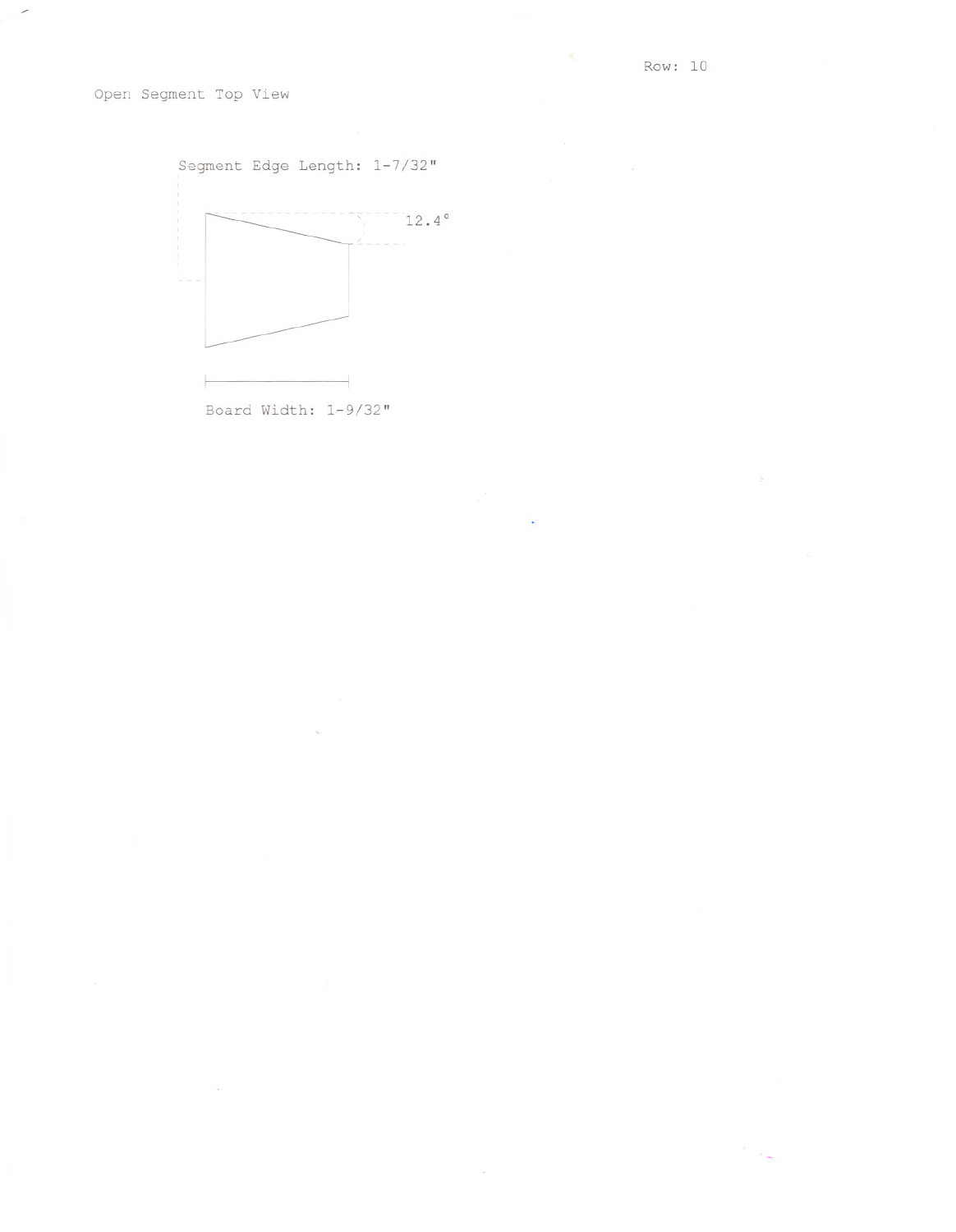Row: 10

Open Segment Top View

Segment Edge Length: 1-7/32"

12.4°

Board Width: 1-9/32"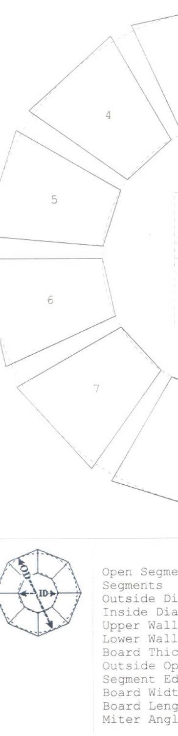4

5

6

7

Open Segme
Segments
Outside Di
Inside Dia
Upper Wall
Lower Wall
Board Thic
Outside Op
Segment Ed
Board Widt
Board Leng
Miter Angl